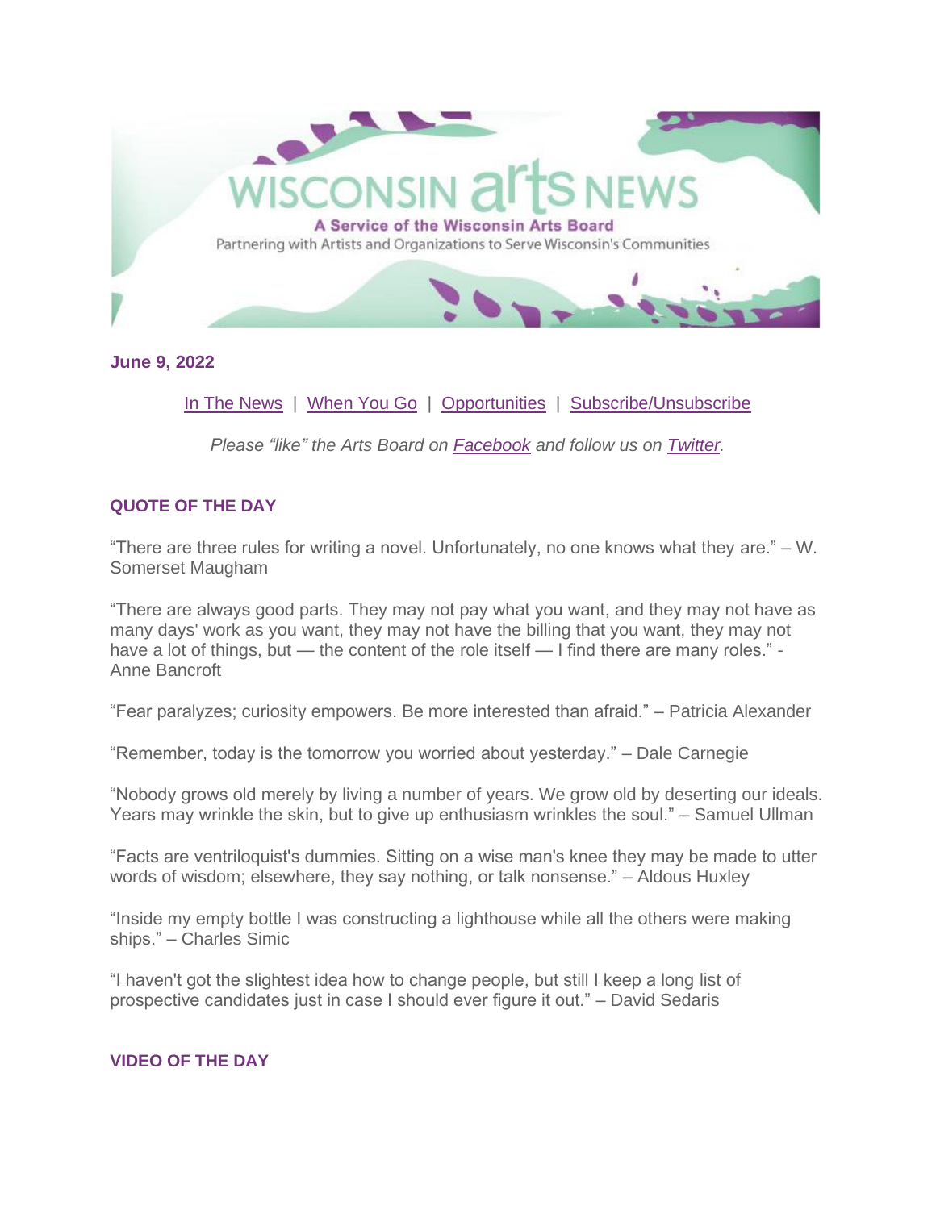# WISCONSIN arts NEWS

**A Service of the Wisconsin Arts Board**

Partnering with Artists and Organizations to Serve Wisconsin's Communities

**June 9, 2022**

In The News | When You Go | Opportunities | Subscribe/Unsubscribe

*Please "like" the Arts Board on Facebook and follow us on Twitter.*

## QUOTE OF THE DAY

"There are three rules for writing a novel. Unfortunately, no one knows what they are." – W. Somerset Maugham

"There are always good parts. They may not pay what you want, and they may not have as many days' work as you want, they may not have the billing that you want, they may not have a lot of things, but — the content of the role itself — I find there are many roles." - Anne Bancroft

"Fear paralyzes; curiosity empowers. Be more interested than afraid." – Patricia Alexander

"Remember, today is the tomorrow you worried about yesterday." – Dale Carnegie

"Nobody grows old merely by living a number of years. We grow old by deserting our ideals. Years may wrinkle the skin, but to give up enthusiasm wrinkles the soul." – Samuel Ullman

"Facts are ventriloquist's dummies. Sitting on a wise man's knee they may be made to utter words of wisdom; elsewhere, they say nothing, or talk nonsense." – Aldous Huxley

"Inside my empty bottle I was constructing a lighthouse while all the others were making ships." – Charles Simic

"I haven't got the slightest idea how to change people, but still I keep a long list of prospective candidates just in case I should ever figure it out." – David Sedaris

## VIDEO OF THE DAY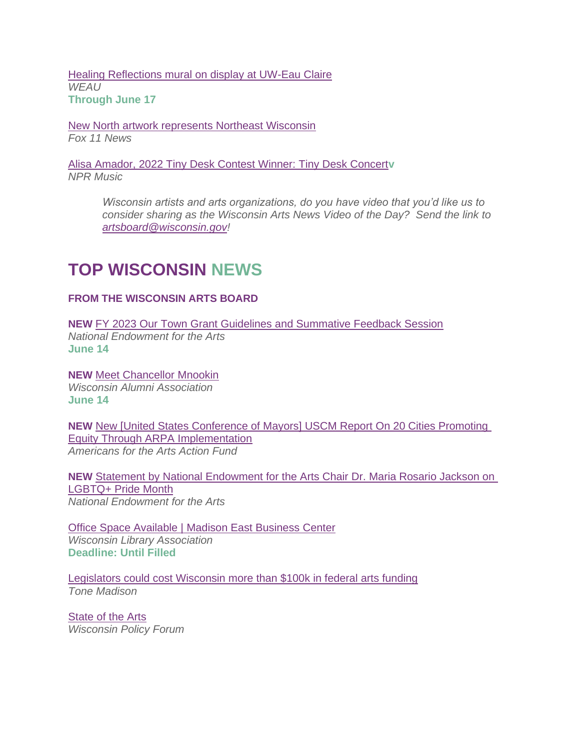Healing Reflections mural on display at UW-Eau Claire
*WEAU*
**Through June 17**

New North artwork represents Northeast Wisconsin
*Fox 11 News*

Alisa Amador, 2022 Tiny Desk Contest Winner: Tiny Desk Concert**v**
*NPR Music*

> *Wisconsin artists and arts organizations, do you have video that you'd like us to consider sharing as the Wisconsin Arts News Video of the Day? Send the link to artsboard@wisconsin.gov!*

# TOP WISCONSIN NEWS

**FROM THE WISCONSIN ARTS BOARD**

**NEW** FY 2023 Our Town Grant Guidelines and Summative Feedback Session
*National Endowment for the Arts*
**June 14**

**NEW** Meet Chancellor Mnookin
*Wisconsin Alumni Association*
**June 14**

**NEW** New [United States Conference of Mayors] USCM Report On 20 Cities Promoting Equity Through ARPA Implementation
*Americans for the Arts Action Fund*

**NEW** Statement by National Endowment for the Arts Chair Dr. Maria Rosario Jackson on LGBTQ+ Pride Month
*National Endowment for the Arts*

Office Space Available | Madison East Business Center
*Wisconsin Library Association*
**Deadline: Until Filled**

Legislators could cost Wisconsin more than $100k in federal arts funding
*Tone Madison*

State of the Arts
*Wisconsin Policy Forum*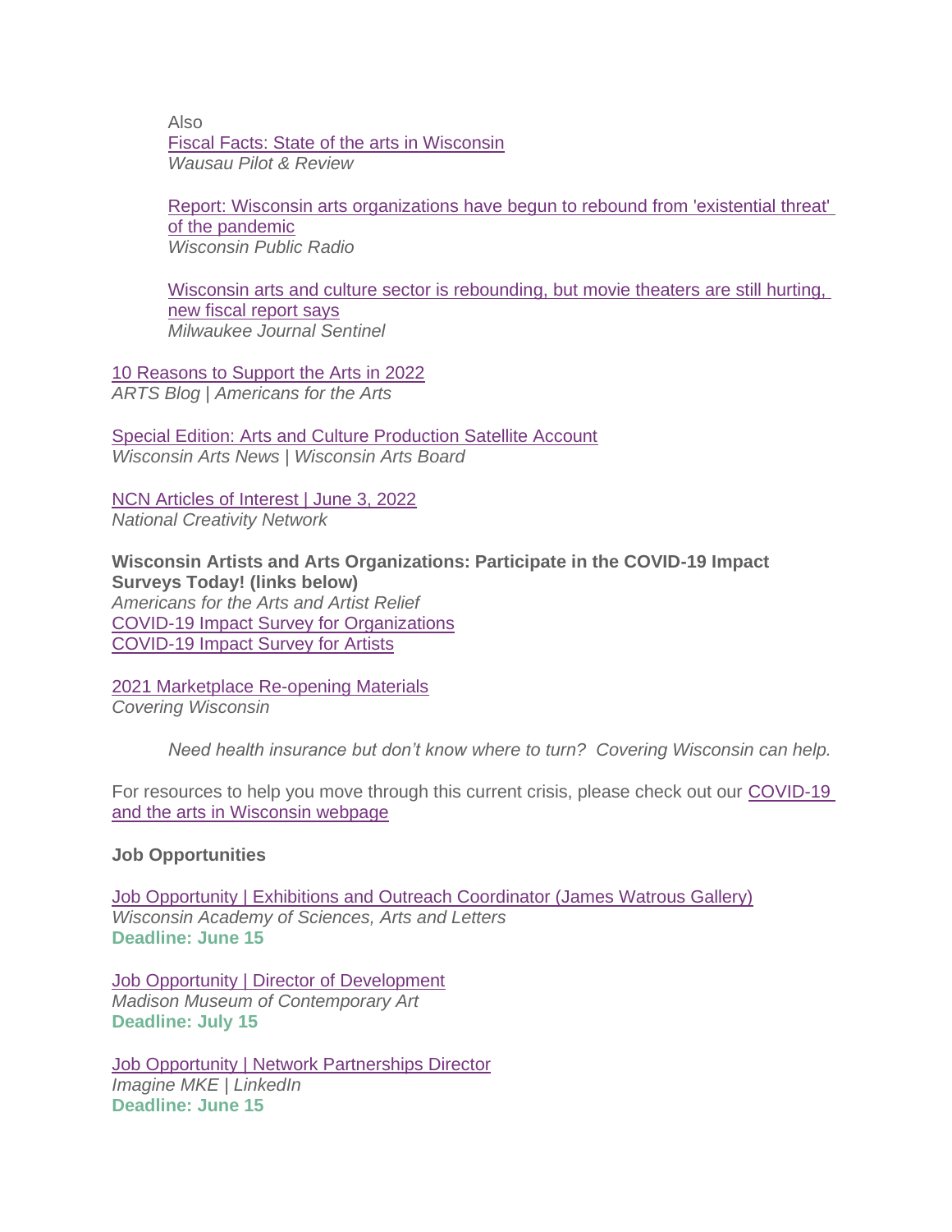Also
Fiscal Facts: State of the arts in Wisconsin
*Wausau Pilot & Review*

Report: Wisconsin arts organizations have begun to rebound from 'existential threat' of the pandemic
*Wisconsin Public Radio*

Wisconsin arts and culture sector is rebounding, but movie theaters are still hurting, new fiscal report says
*Milwaukee Journal Sentinel*

10 Reasons to Support the Arts in 2022
*ARTS Blog | Americans for the Arts*

Special Edition: Arts and Culture Production Satellite Account
*Wisconsin Arts News | Wisconsin Arts Board*

NCN Articles of Interest | June 3, 2022
*National Creativity Network*

**Wisconsin Artists and Arts Organizations: Participate in the COVID-19 Impact Surveys Today! (links below)**
*Americans for the Arts and Artist Relief*
COVID-19 Impact Survey for Organizations
COVID-19 Impact Survey for Artists

2021 Marketplace Re-opening Materials
*Covering Wisconsin*

*Need health insurance but don't know where to turn? Covering Wisconsin can help.*

For resources to help you move through this current crisis, please check out our COVID-19 and the arts in Wisconsin webpage

**Job Opportunities**

Job Opportunity | Exhibitions and Outreach Coordinator (James Watrous Gallery)
*Wisconsin Academy of Sciences, Arts and Letters*
**Deadline: June 15**

Job Opportunity | Director of Development
*Madison Museum of Contemporary Art*
**Deadline: July 15**

Job Opportunity | Network Partnerships Director
*Imagine MKE | LinkedIn*
**Deadline: June 15**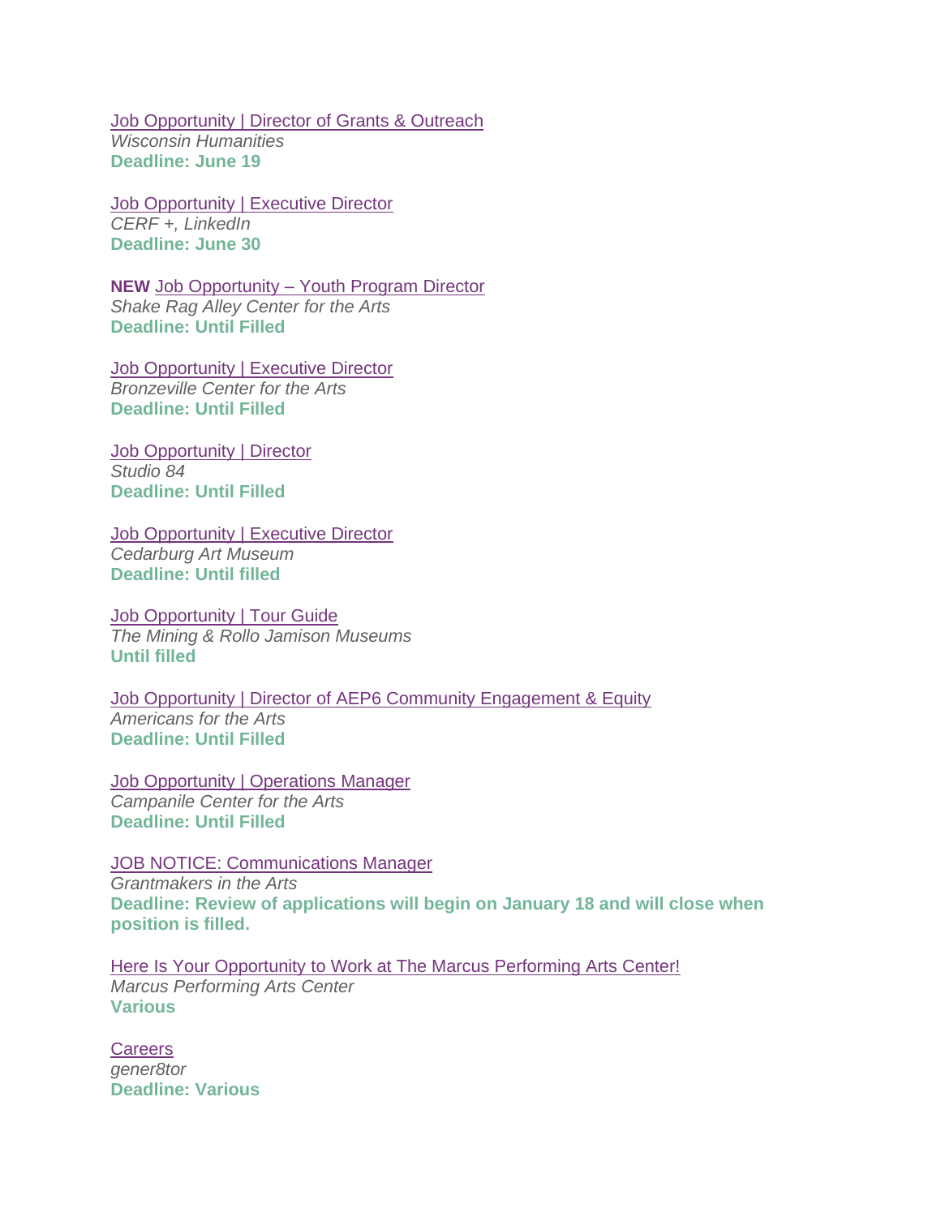Job Opportunity | Director of Grants & Outreach
*Wisconsin Humanities*
**Deadline: June 19**

Job Opportunity | Executive Director
*CERF +, LinkedIn*
**Deadline: June 30**

**NEW** Job Opportunity – Youth Program Director
*Shake Rag Alley Center for the Arts*
**Deadline: Until Filled**

Job Opportunity | Executive Director
*Bronzeville Center for the Arts*
**Deadline: Until Filled**

Job Opportunity | Director
*Studio 84*
**Deadline: Until Filled**

Job Opportunity | Executive Director
*Cedarburg Art Museum*
**Deadline: Until filled**

Job Opportunity | Tour Guide
*The Mining & Rollo Jamison Museums*
**Until filled**

Job Opportunity | Director of AEP6 Community Engagement & Equity
*Americans for the Arts*
**Deadline: Until Filled**

Job Opportunity | Operations Manager
*Campanile Center for the Arts*
**Deadline: Until Filled**

JOB NOTICE: Communications Manager
*Grantmakers in the Arts*
**Deadline: Review of applications will begin on January 18 and will close when position is filled.**

Here Is Your Opportunity to Work at The Marcus Performing Arts Center!
*Marcus Performing Arts Center*
**Various**

Careers
*gener8tor*
**Deadline: Various**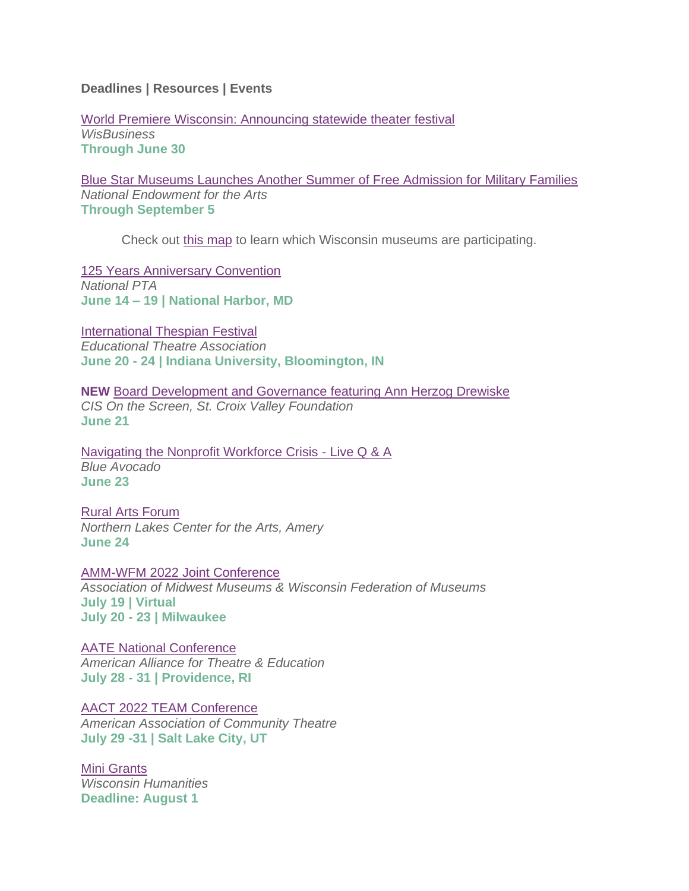**Deadlines | Resources | Events**

World Premiere Wisconsin: Announcing statewide theater festival
*WisBusiness*
**Through June 30**

Blue Star Museums Launches Another Summer of Free Admission for Military Families
*National Endowment for the Arts*
**Through September 5**

Check out this map to learn which Wisconsin museums are participating.

125 Years Anniversary Convention
*National PTA*
**June 14 – 19 | National Harbor, MD**

International Thespian Festival
*Educational Theatre Association*
**June 20 - 24 | Indiana University, Bloomington, IN**

**NEW** Board Development and Governance featuring Ann Herzog Drewiske
*CIS On the Screen, St. Croix Valley Foundation*
**June 21**

Navigating the Nonprofit Workforce Crisis - Live Q & A
*Blue Avocado*
**June 23**

Rural Arts Forum
*Northern Lakes Center for the Arts, Amery*
**June 24**

AMM-WFM 2022 Joint Conference
*Association of Midwest Museums & Wisconsin Federation of Museums*
**July 19 | Virtual**
**July 20 - 23 | Milwaukee**

AATE National Conference
*American Alliance for Theatre & Education*
**July 28 - 31 | Providence, RI**

AACT 2022 TEAM Conference
*American Association of Community Theatre*
**July 29 -31 | Salt Lake City, UT**

Mini Grants
*Wisconsin Humanities*
**Deadline: August 1**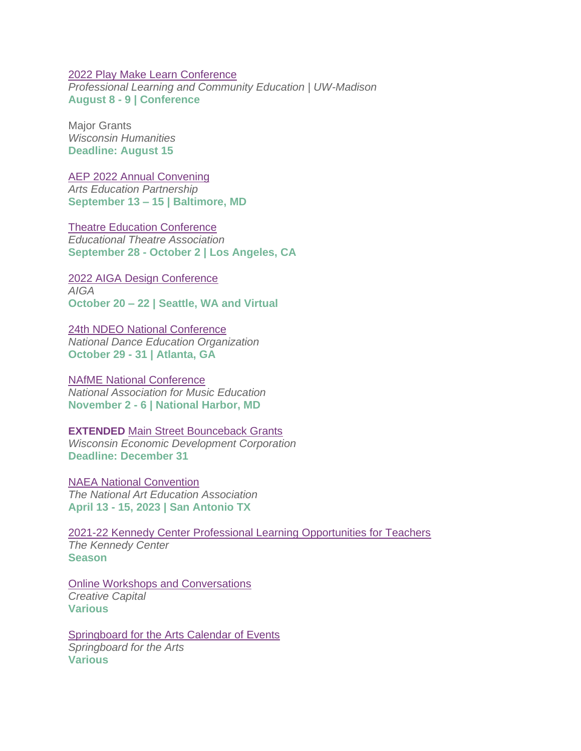2022 Play Make Learn Conference
*Professional Learning and Community Education | UW-Madison*
**August 8 - 9 | Conference**

Major Grants
*Wisconsin Humanities*
**Deadline: August 15**

AEP 2022 Annual Convening
*Arts Education Partnership*
**September 13 – 15 | Baltimore, MD**

Theatre Education Conference
*Educational Theatre Association*
**September 28 - October 2 | Los Angeles, CA**

2022 AIGA Design Conference
*AIGA*
**October 20 – 22 | Seattle, WA and Virtual**

24th NDEO National Conference
*National Dance Education Organization*
**October 29 - 31 | Atlanta, GA**

NAfME National Conference
*National Association for Music Education*
**November 2 - 6 | National Harbor, MD**

**EXTENDED** Main Street Bounceback Grants
*Wisconsin Economic Development Corporation*
**Deadline: December 31**

NAEA National Convention
*The National Art Education Association*
**April 13 - 15, 2023 | San Antonio TX**

2021-22 Kennedy Center Professional Learning Opportunities for Teachers
*The Kennedy Center*
**Season**

Online Workshops and Conversations
*Creative Capital*
**Various**

Springboard for the Arts Calendar of Events
*Springboard for the Arts*
**Various**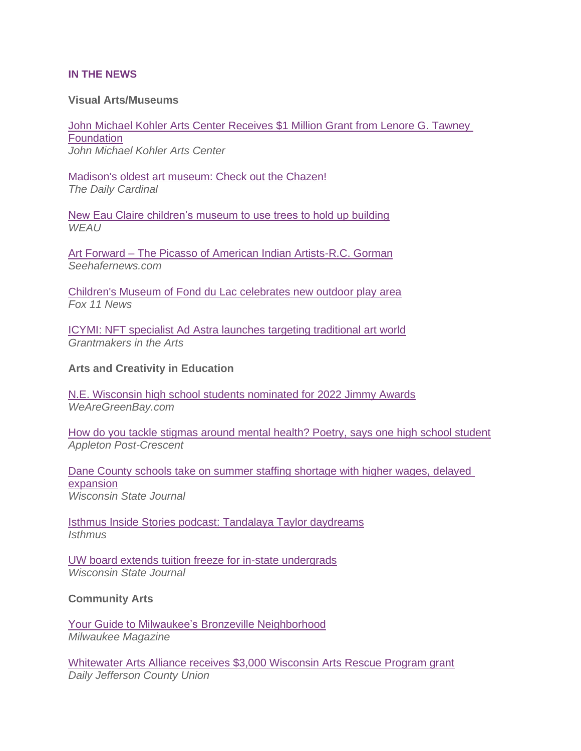## IN THE NEWS

### Visual Arts/Museums

[John Michael Kohler Arts Center Receives $1 Million Grant from Lenore G. Tawney Foundation]
*John Michael Kohler Arts Center*

[Madison's oldest art museum: Check out the Chazen!]
*The Daily Cardinal*

[New Eau Claire children's museum to use trees to hold up building]
*WEAU*

[Art Forward – The Picasso of American Indian Artists-R.C. Gorman]
*Seehafernews.com*

[Children's Museum of Fond du Lac celebrates new outdoor play area]
*Fox 11 News*

[ICYMI: NFT specialist Ad Astra launches targeting traditional art world]
*Grantmakers in the Arts*

### Arts and Creativity in Education

[N.E. Wisconsin high school students nominated for 2022 Jimmy Awards]
*WeAreGreenBay.com*

[How do you tackle stigmas around mental health? Poetry, says one high school student]
*Appleton Post-Crescent*

[Dane County schools take on summer staffing shortage with higher wages, delayed expansion]
*Wisconsin State Journal*

[Isthmus Inside Stories podcast: Tandalaya Taylor daydreams]
*Isthmus*

[UW board extends tuition freeze for in-state undergrads]
*Wisconsin State Journal*

### Community Arts

[Your Guide to Milwaukee's Bronzeville Neighborhood]
*Milwaukee Magazine*

[Whitewater Arts Alliance receives $3,000 Wisconsin Arts Rescue Program grant]
*Daily Jefferson County Union*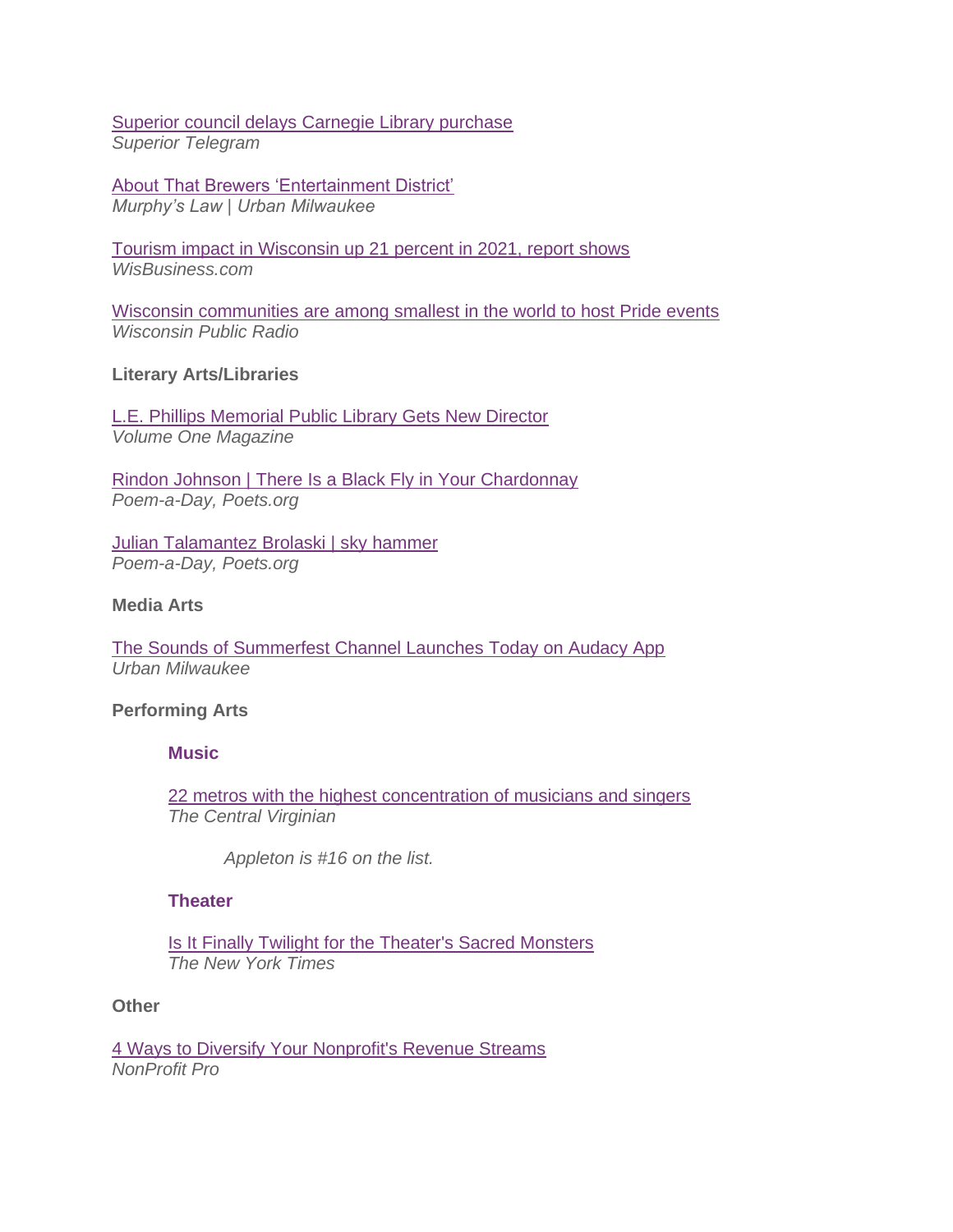Superior council delays Carnegie Library purchase
*Superior Telegram*

About That Brewers 'Entertainment District'
*Murphy's Law | Urban Milwaukee*

Tourism impact in Wisconsin up 21 percent in 2021, report shows
*WisBusiness.com*

Wisconsin communities are among smallest in the world to host Pride events
*Wisconsin Public Radio*

**Literary Arts/Libraries**

L.E. Phillips Memorial Public Library Gets New Director
*Volume One Magazine*

Rindon Johnson | There Is a Black Fly in Your Chardonnay
*Poem-a-Day, Poets.org*

Julian Talamantez Brolaski | sky hammer
*Poem-a-Day, Poets.org*

**Media Arts**

The Sounds of Summerfest Channel Launches Today on Audacy App
*Urban Milwaukee*

**Performing Arts**

**Music**

22 metros with the highest concentration of musicians and singers
*The Central Virginian*

*Appleton is #16 on the list.*

**Theater**

Is It Finally Twilight for the Theater's Sacred Monsters
*The New York Times*

**Other**

4 Ways to Diversify Your Nonprofit's Revenue Streams
*NonProfit Pro*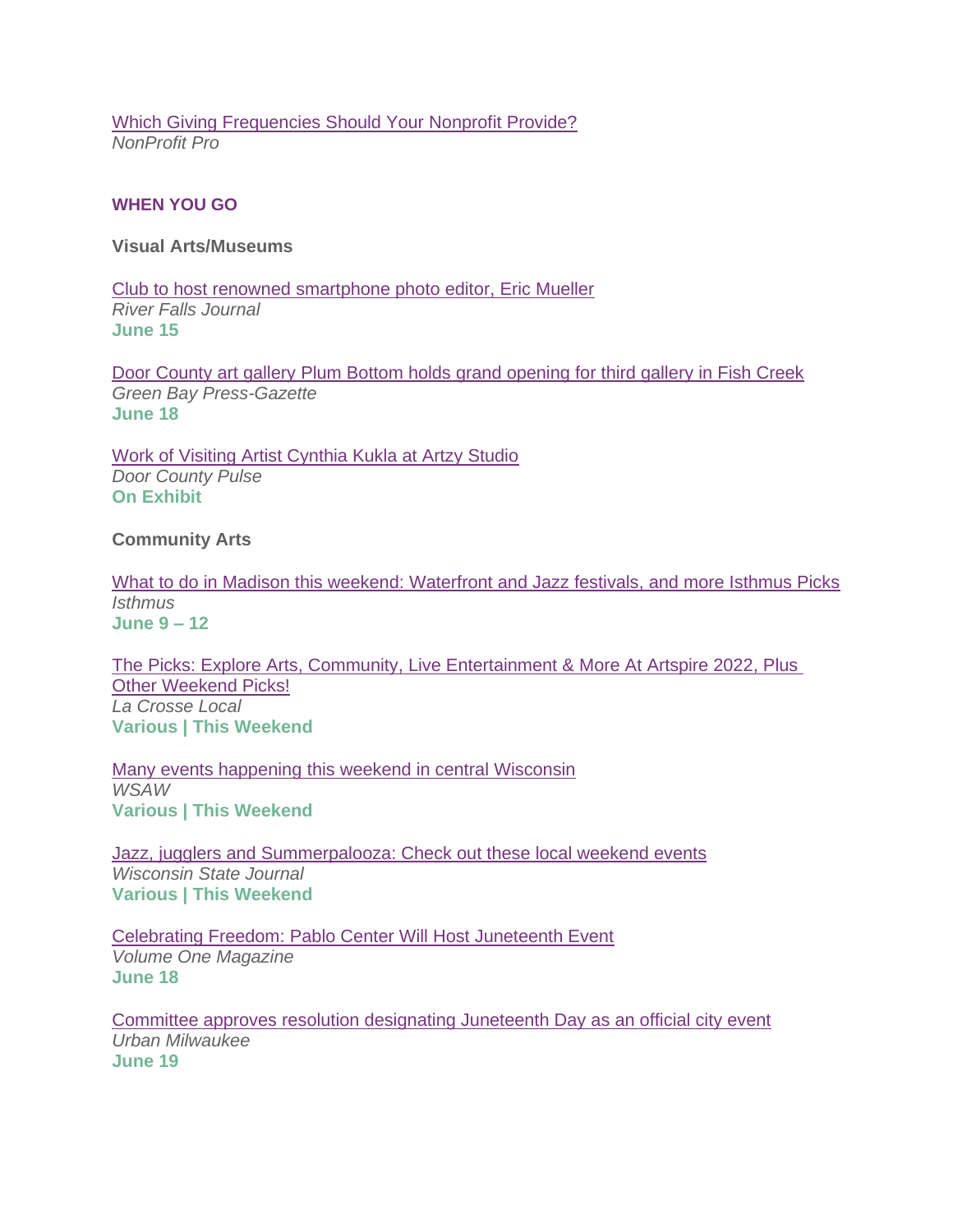Which Giving Frequencies Should Your Nonprofit Provide?
*NonProfit Pro*

## WHEN YOU GO

### Visual Arts/Museums

Club to host renowned smartphone photo editor, Eric Mueller
*River Falls Journal*
**June 15**

Door County art gallery Plum Bottom holds grand opening for third gallery in Fish Creek
*Green Bay Press-Gazette*
**June 18**

Work of Visiting Artist Cynthia Kukla at Artzy Studio
*Door County Pulse*
**On Exhibit**

### Community Arts

What to do in Madison this weekend: Waterfront and Jazz festivals, and more Isthmus Picks
*Isthmus*
**June 9 – 12**

The Picks: Explore Arts, Community, Live Entertainment & More At Artspire 2022, Plus Other Weekend Picks!
*La Crosse Local*
**Various | This Weekend**

Many events happening this weekend in central Wisconsin
*WSAW*
**Various | This Weekend**

Jazz, jugglers and Summerpalooza: Check out these local weekend events
*Wisconsin State Journal*
**Various | This Weekend**

Celebrating Freedom: Pablo Center Will Host Juneteenth Event
*Volume One Magazine*
**June 18**

Committee approves resolution designating Juneteenth Day as an official city event
*Urban Milwaukee*
**June 19**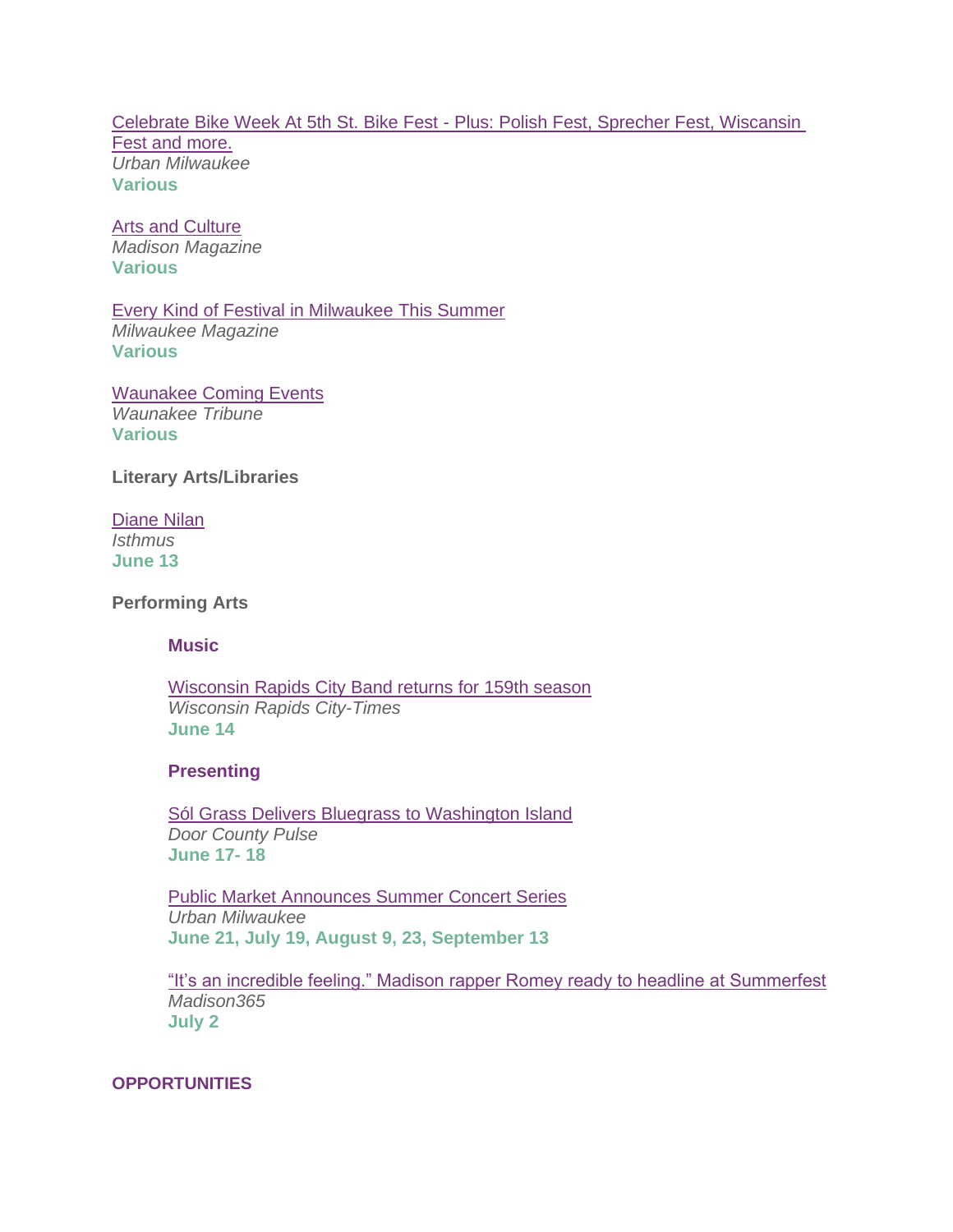Celebrate Bike Week At 5th St. Bike Fest - Plus: Polish Fest, Sprecher Fest, Wiscansin Fest and more.
*Urban Milwaukee*
**Various**

Arts and Culture
*Madison Magazine*
**Various**

Every Kind of Festival in Milwaukee This Summer
*Milwaukee Magazine*
**Various**

Waunakee Coming Events
*Waunakee Tribune*
**Various**

**Literary Arts/Libraries**

Diane Nilan
*Isthmus*
**June 13**

**Performing Arts**

**Music**

Wisconsin Rapids City Band returns for 159th season
*Wisconsin Rapids City-Times*
**June 14**

**Presenting**

Sól Grass Delivers Bluegrass to Washington Island
*Door County Pulse*
**June 17- 18**

Public Market Announces Summer Concert Series
*Urban Milwaukee*
**June 21, July 19, August 9, 23, September 13**

"It's an incredible feeling." Madison rapper Romey ready to headline at Summerfest
*Madison365*
**July 2**

**OPPORTUNITIES**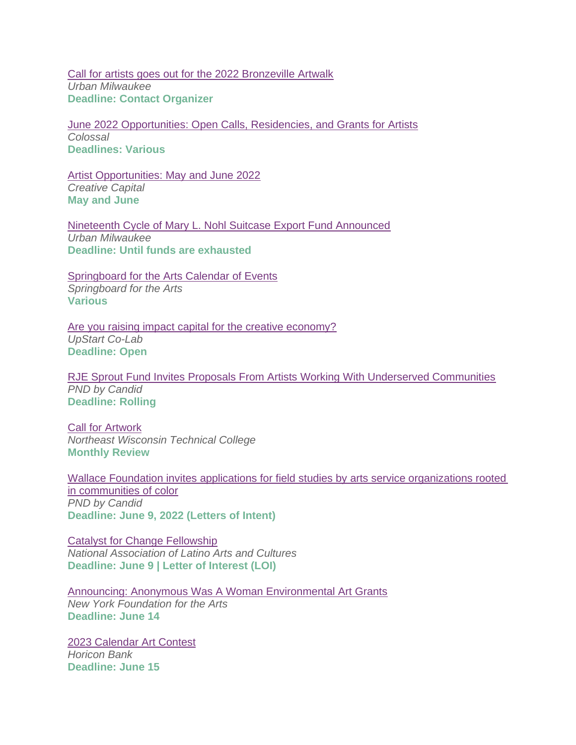Call for artists goes out for the 2022 Bronzeville Artwalk
*Urban Milwaukee*
**Deadline: Contact Organizer**

June 2022 Opportunities: Open Calls, Residencies, and Grants for Artists
*Colossal*
**Deadlines: Various**

Artist Opportunities: May and June 2022
*Creative Capital*
**May and June**

Nineteenth Cycle of Mary L. Nohl Suitcase Export Fund Announced
*Urban Milwaukee*
**Deadline: Until funds are exhausted**

Springboard for the Arts Calendar of Events
*Springboard for the Arts*
**Various**

Are you raising impact capital for the creative economy?
*UpStart Co-Lab*
**Deadline: Open**

RJE Sprout Fund Invites Proposals From Artists Working With Underserved Communities
*PND by Candid*
**Deadline: Rolling**

Call for Artwork
*Northeast Wisconsin Technical College*
**Monthly Review**

Wallace Foundation invites applications for field studies by arts service organizations rooted in communities of color
*PND by Candid*
**Deadline: June 9, 2022 (Letters of Intent)**

Catalyst for Change Fellowship
*National Association of Latino Arts and Cultures*
**Deadline: June 9 | Letter of Interest (LOI)**

Announcing: Anonymous Was A Woman Environmental Art Grants
*New York Foundation for the Arts*
**Deadline: June 14**

2023 Calendar Art Contest
*Horicon Bank*
**Deadline: June 15**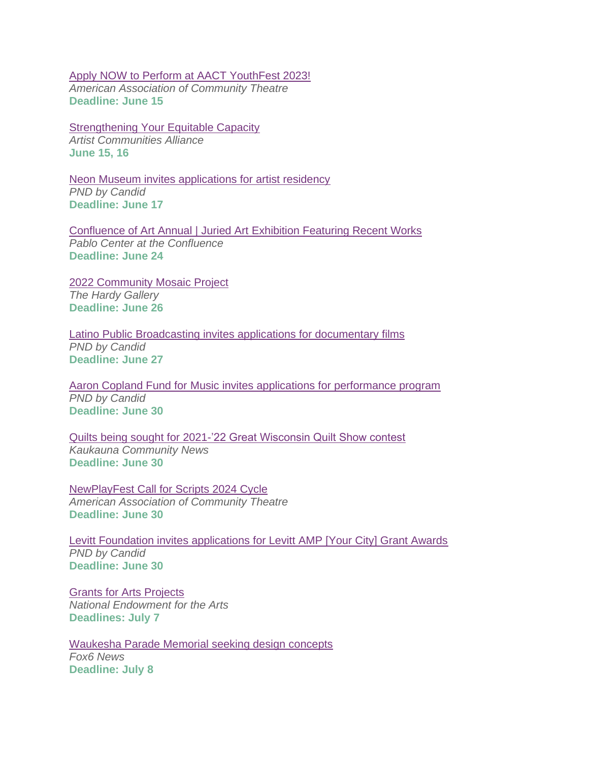Apply NOW to Perform at AACT YouthFest 2023!
*American Association of Community Theatre*
**Deadline: June 15**

Strengthening Your Equitable Capacity
*Artist Communities Alliance*
**June 15, 16**

Neon Museum invites applications for artist residency
*PND by Candid*
**Deadline: June 17**

Confluence of Art Annual | Juried Art Exhibition Featuring Recent Works
*Pablo Center at the Confluence*
**Deadline: June 24**

2022 Community Mosaic Project
*The Hardy Gallery*
**Deadline: June 26**

Latino Public Broadcasting invites applications for documentary films
*PND by Candid*
**Deadline: June 27**

Aaron Copland Fund for Music invites applications for performance program
*PND by Candid*
**Deadline: June 30**

Quilts being sought for 2021-'22 Great Wisconsin Quilt Show contest
*Kaukauna Community News*
**Deadline: June 30**

NewPlayFest Call for Scripts 2024 Cycle
*American Association of Community Theatre*
**Deadline: June 30**

Levitt Foundation invites applications for Levitt AMP [Your City] Grant Awards
*PND by Candid*
**Deadline: June 30**

Grants for Arts Projects
*National Endowment for the Arts*
**Deadlines: July 7**

Waukesha Parade Memorial seeking design concepts
*Fox6 News*
**Deadline: July 8**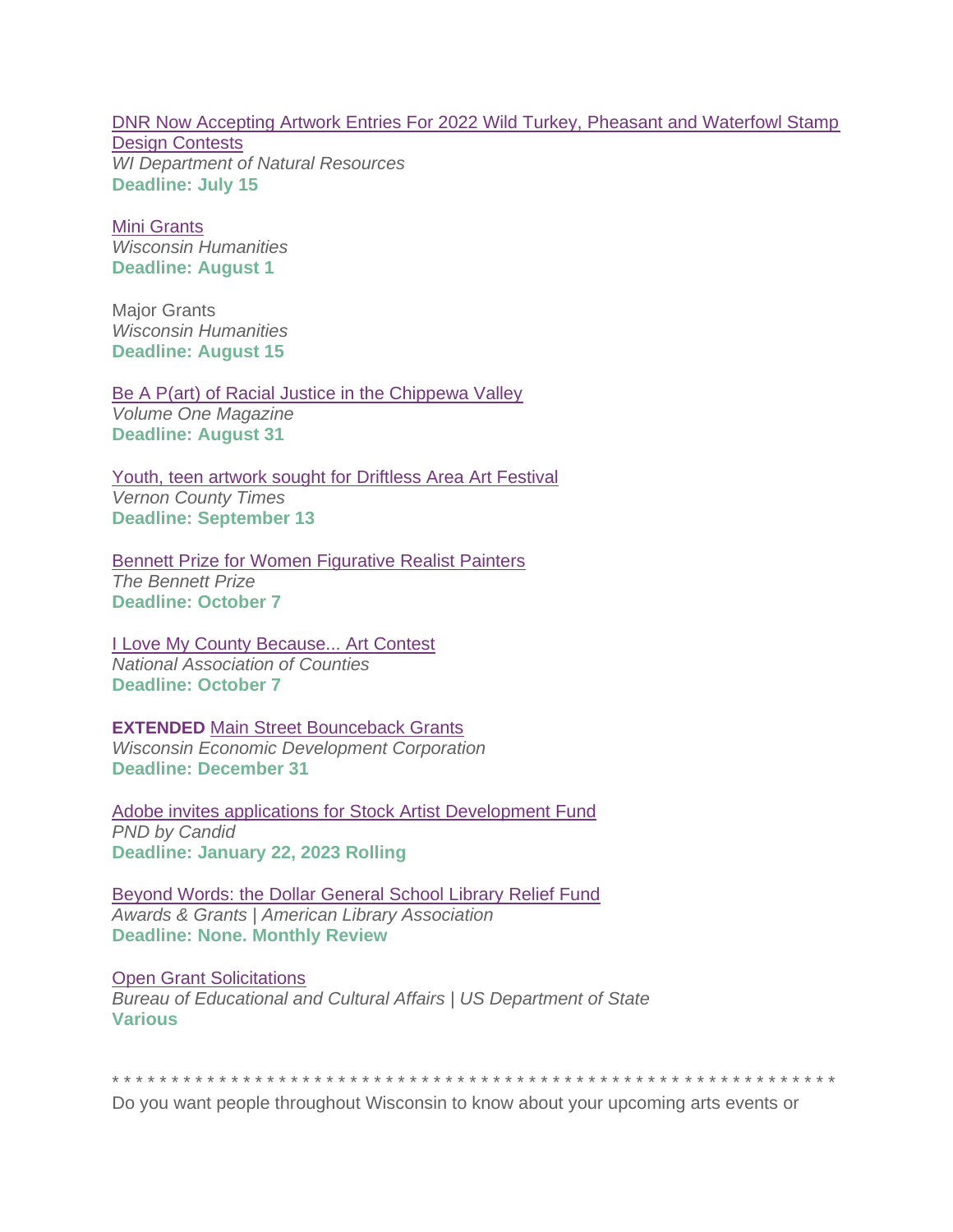DNR Now Accepting Artwork Entries For 2022 Wild Turkey, Pheasant and Waterfowl Stamp Design Contests
*WI Department of Natural Resources*
**Deadline: July 15**

Mini Grants
*Wisconsin Humanities*
**Deadline: August 1**

Major Grants
*Wisconsin Humanities*
**Deadline: August 15**

Be A P(art) of Racial Justice in the Chippewa Valley
*Volume One Magazine*
**Deadline: August 31**

Youth, teen artwork sought for Driftless Area Art Festival
*Vernon County Times*
**Deadline: September 13**

Bennett Prize for Women Figurative Realist Painters
*The Bennett Prize*
**Deadline: October 7**

I Love My County Because... Art Contest
*National Association of Counties*
**Deadline: October 7**

**EXTENDED** Main Street Bounceback Grants
*Wisconsin Economic Development Corporation*
**Deadline: December 31**

Adobe invites applications for Stock Artist Development Fund
*PND by Candid*
**Deadline: January 22, 2023 Rolling**

Beyond Words: the Dollar General School Library Relief Fund
*Awards & Grants | American Library Association*
**Deadline: None. Monthly Review**

Open Grant Solicitations
*Bureau of Educational and Cultural Affairs | US Department of State*
**Various**

* * * * * * * * * * * * * * * * * * * * * * * * * * * * * * * * * * * * * * * * * * * * * * * * * * * * * * * * * * * * * * * * *

Do you want people throughout Wisconsin to know about your upcoming arts events or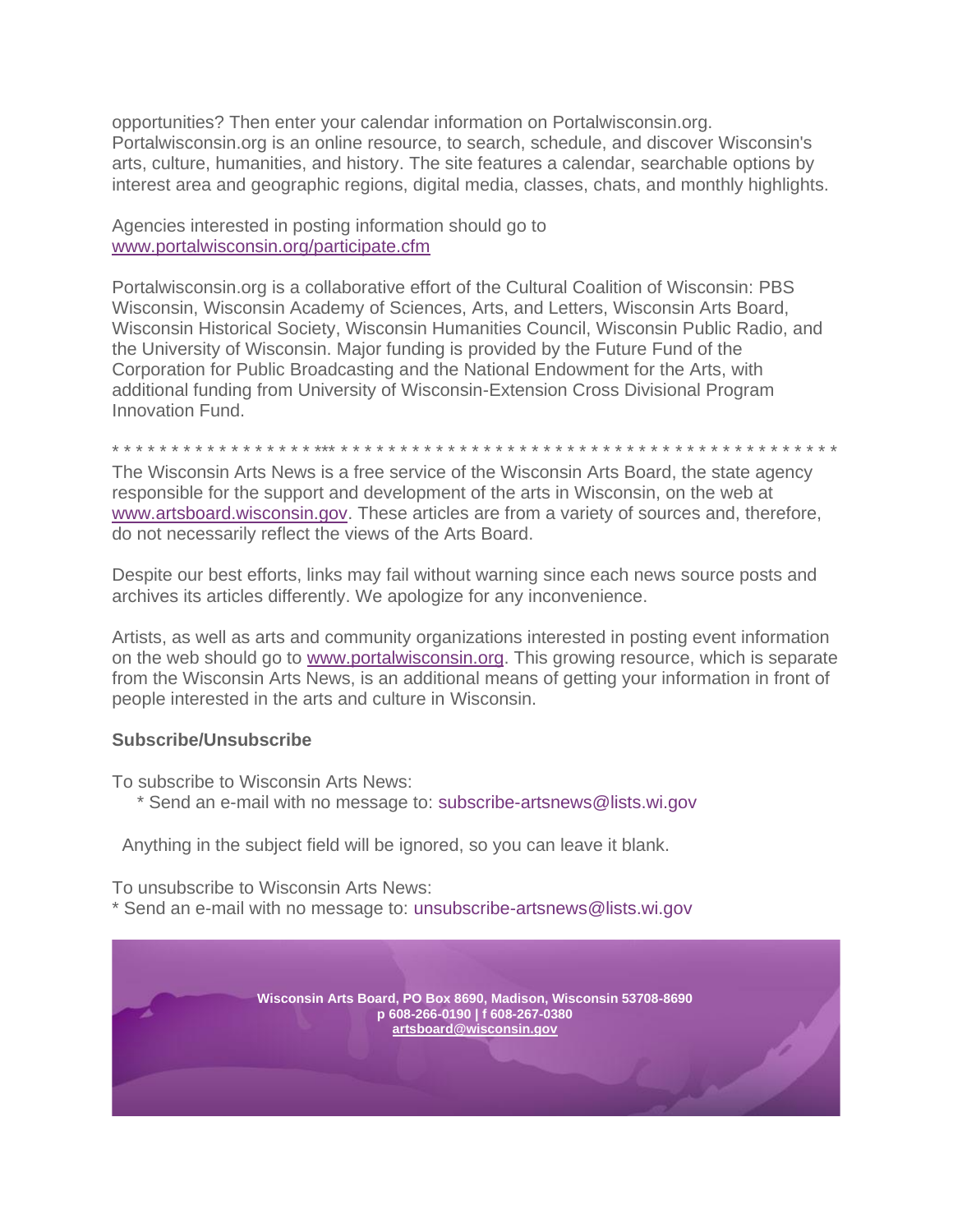opportunities? Then enter your calendar information on Portalwisconsin.org. Portalwisconsin.org is an online resource, to search, schedule, and discover Wisconsin's arts, culture, humanities, and history. The site features a calendar, searchable options by interest area and geographic regions, digital media, classes, chats, and monthly highlights.

Agencies interested in posting information should go to [www.portalwisconsin.org/participate.cfm](www.portalwisconsin.org/participate.cfm)

Portalwisconsin.org is a collaborative effort of the Cultural Coalition of Wisconsin: PBS Wisconsin, Wisconsin Academy of Sciences, Arts, and Letters, Wisconsin Arts Board, Wisconsin Historical Society, Wisconsin Humanities Council, Wisconsin Public Radio, and the University of Wisconsin. Major funding is provided by the Future Fund of the Corporation for Public Broadcasting and the National Endowment for the Arts, with additional funding from University of Wisconsin-Extension Cross Divisional Program Innovation Fund.

* * * * * * * * * * * * * * * * * * * * * * * * * * * * * * * * * * * * * * * * * * * * * * * * * * * * * * * * * * * * * * *

The Wisconsin Arts News is a free service of the Wisconsin Arts Board, the state agency responsible for the support and development of the arts in Wisconsin, on the web at [www.artsboard.wisconsin.gov](www.artsboard.wisconsin.gov). These articles are from a variety of sources and, therefore, do not necessarily reflect the views of the Arts Board.

Despite our best efforts, links may fail without warning since each news source posts and archives its articles differently. We apologize for any inconvenience.

Artists, as well as arts and community organizations interested in posting event information on the web should go to [www.portalwisconsin.org](www.portalwisconsin.org). This growing resource, which is separate from the Wisconsin Arts News, is an additional means of getting your information in front of people interested in the arts and culture in Wisconsin.

**Subscribe/Unsubscribe**

To subscribe to Wisconsin Arts News:

* Send an e-mail with no message to: subscribe-artsnews@lists.wi.gov

Anything in the subject field will be ignored, so you can leave it blank.

To unsubscribe to Wisconsin Arts News:

* Send an e-mail with no message to: unsubscribe-artsnews@lists.wi.gov

**Wisconsin Arts Board, PO Box 8690, Madison, Wisconsin 53708-8690**
**p 608-266-0190 | f 608-267-0380**
**[artsboard@wisconsin.gov](mailto:artsboard@wisconsin.gov)**